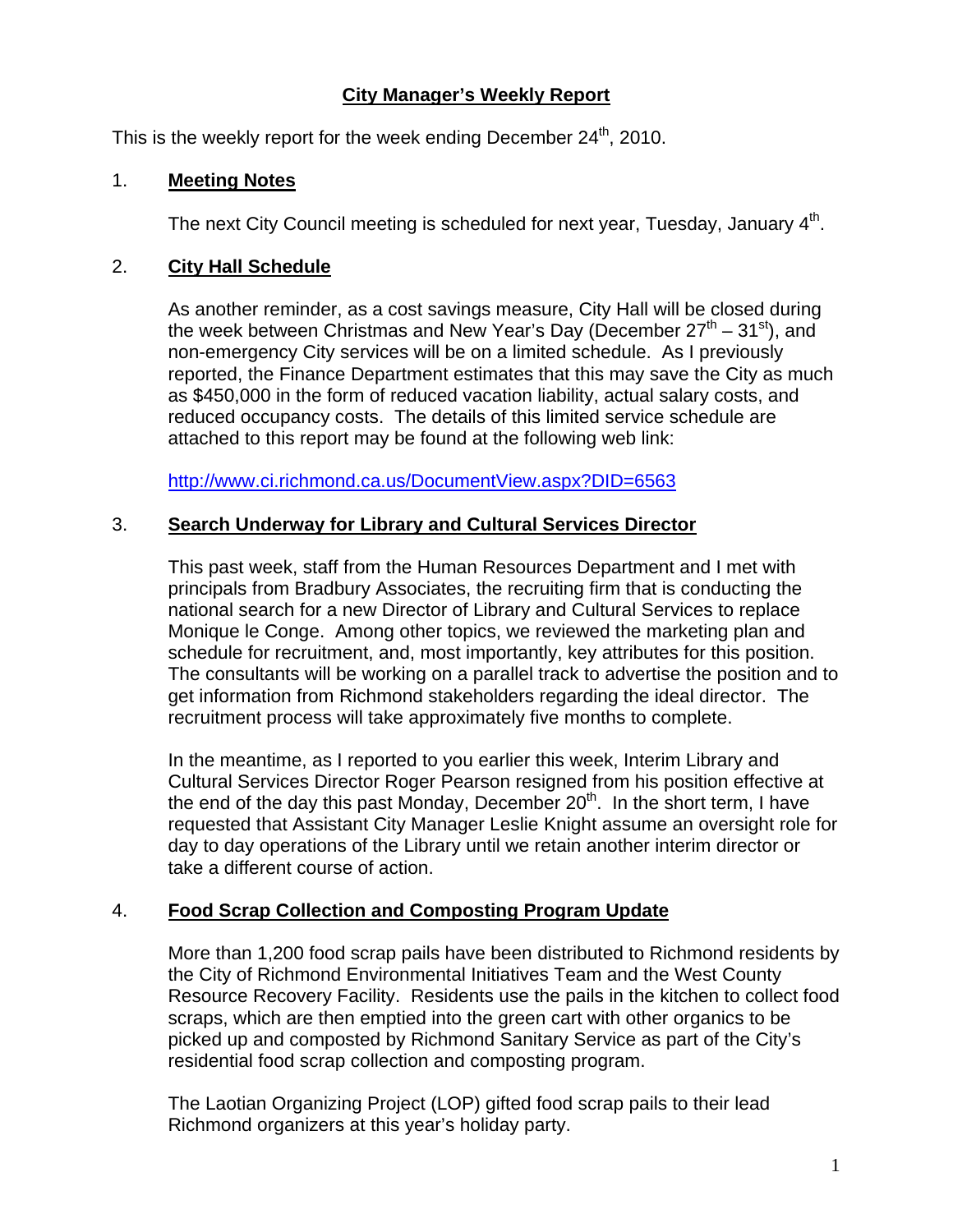# City Manager's Weekly Report

This is the weekly report for the week ending December 24th, 2010.

## 1. Meeting Notes

The next City Council meeting is scheduled for next year, Tuesday, January 4th.

## 2. City Hall Schedule

As another reminder, as a cost savings measure, City Hall will be closed during the week between Christmas and New Year's Day (December 27th – 31st), and non-emergency City services will be on a limited schedule. As I previously reported, the Finance Department estimates that this may save the City as much as $450,000 in the form of reduced vacation liability, actual salary costs, and reduced occupancy costs. The details of this limited service schedule are attached to this report may be found at the following web link:

http://www.ci.richmond.ca.us/DocumentView.aspx?DID=6563

## 3. Search Underway for Library and Cultural Services Director

This past week, staff from the Human Resources Department and I met with principals from Bradbury Associates, the recruiting firm that is conducting the national search for a new Director of Library and Cultural Services to replace Monique le Conge. Among other topics, we reviewed the marketing plan and schedule for recruitment, and, most importantly, key attributes for this position. The consultants will be working on a parallel track to advertise the position and to get information from Richmond stakeholders regarding the ideal director. The recruitment process will take approximately five months to complete.

In the meantime, as I reported to you earlier this week, Interim Library and Cultural Services Director Roger Pearson resigned from his position effective at the end of the day this past Monday, December 20th. In the short term, I have requested that Assistant City Manager Leslie Knight assume an oversight role for day to day operations of the Library until we retain another interim director or take a different course of action.

## 4. Food Scrap Collection and Composting Program Update

More than 1,200 food scrap pails have been distributed to Richmond residents by the City of Richmond Environmental Initiatives Team and the West County Resource Recovery Facility. Residents use the pails in the kitchen to collect food scraps, which are then emptied into the green cart with other organics to be picked up and composted by Richmond Sanitary Service as part of the City's residential food scrap collection and composting program.

The Laotian Organizing Project (LOP) gifted food scrap pails to their lead Richmond organizers at this year's holiday party.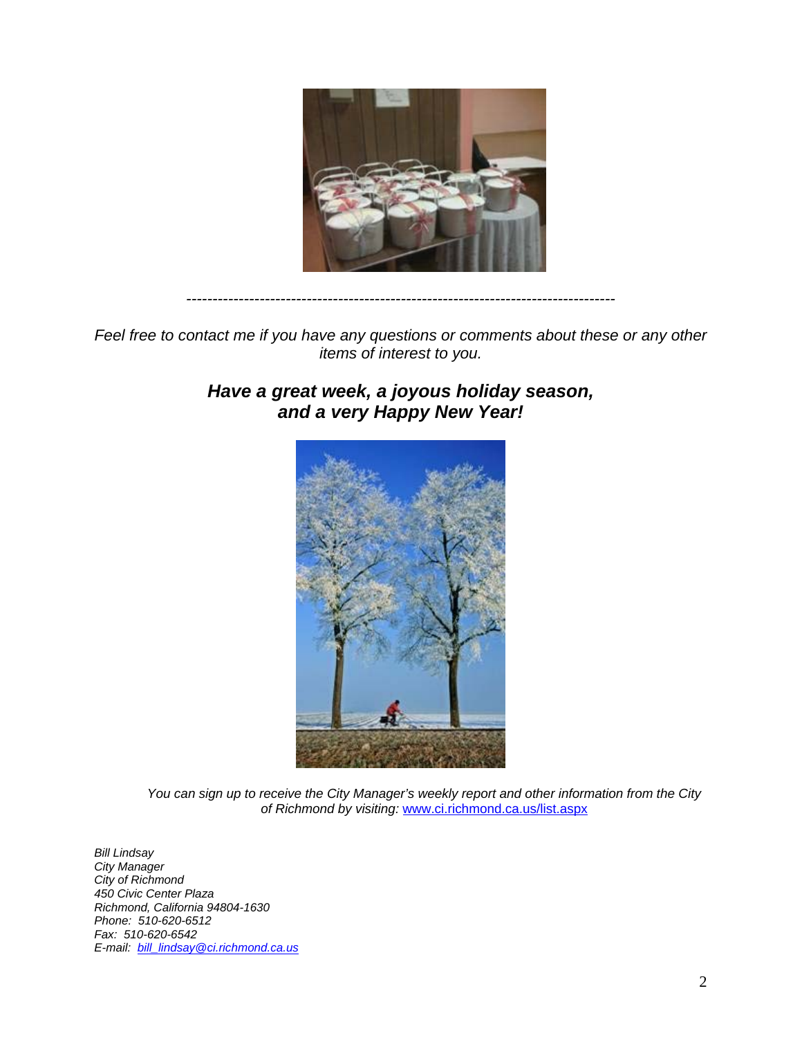---

*Feel free to contact me if you have any questions or comments about these or any other items of interest to you.*

***Have a great week, a joyous holiday season, and a very Happy New Year!***

*You can sign up to receive the City Manager's weekly report and other information from the City of Richmond by visiting:* [www.ci.richmond.ca.us/list.aspx](http://www.ci.richmond.ca.us/list.aspx)

*Bill Lindsay*
*City Manager*
*City of Richmond*
*450 Civic Center Plaza*
*Richmond, California 94804-1630*
*Phone: 510-620-6512*
*Fax: 510-620-6542*
*E-mail: [bill_lindsay@ci.richmond.ca.us](mailto:bill_lindsay@ci.richmond.ca.us)*